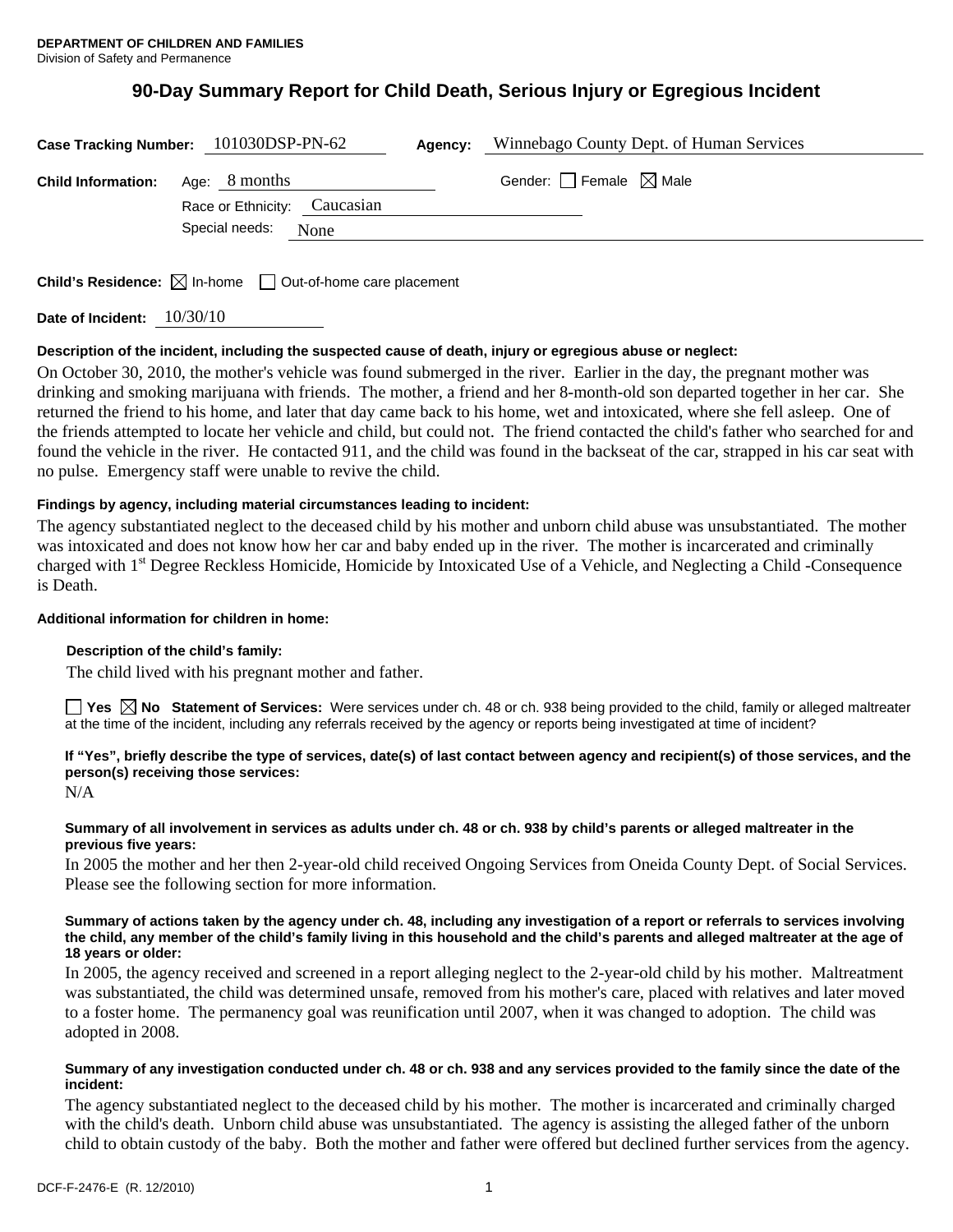**DEPARTMENT OF CHILDREN AND FAMILIES**
Division of Safety and Permanence

# 90-Day Summary Report for Child Death, Serious Injury or Egregious Incident

**Case Tracking Number:** 101030DSP-PN-62 **Agency:** Winnebago County Dept. of Human Services

**Child Information:** Age: 8 months Gender: ☐ Female ☒ Male

Race or Ethnicity: Caucasian

Special needs: None

**Child's Residence:** ☒ In-home ☐ Out-of-home care placement

**Date of Incident:** 10/30/10

**Description of the incident, including the suspected cause of death, injury or egregious abuse or neglect:**

On October 30, 2010, the mother's vehicle was found submerged in the river. Earlier in the day, the pregnant mother was drinking and smoking marijuana with friends. The mother, a friend and her 8-month-old son departed together in her car. She returned the friend to his home, and later that day came back to his home, wet and intoxicated, where she fell asleep. One of the friends attempted to locate her vehicle and child, but could not. The friend contacted the child's father who searched for and found the vehicle in the river. He contacted 911, and the child was found in the backseat of the car, strapped in his car seat with no pulse. Emergency staff were unable to revive the child.

**Findings by agency, including material circumstances leading to incident:**

The agency substantiated neglect to the deceased child by his mother and unborn child abuse was unsubstantiated. The mother was intoxicated and does not know how her car and baby ended up in the river. The mother is incarcerated and criminally charged with 1st Degree Reckless Homicide, Homicide by Intoxicated Use of a Vehicle, and Neglecting a Child -Consequence is Death.

**Additional information for children in home:**

**Description of the child's family:**

The child lived with his pregnant mother and father.

☐ Yes ☒ No **Statement of Services:** Were services under ch. 48 or ch. 938 being provided to the child, family or alleged maltreater at the time of the incident, including any referrals received by the agency or reports being investigated at time of incident?

**If "Yes", briefly describe the type of services, date(s) of last contact between agency and recipient(s) of those services, and the person(s) receiving those services:**

N/A

**Summary of all involvement in services as adults under ch. 48 or ch. 938 by child's parents or alleged maltreater in the previous five years:**

In 2005 the mother and her then 2-year-old child received Ongoing Services from Oneida County Dept. of Social Services. Please see the following section for more information.

**Summary of actions taken by the agency under ch. 48, including any investigation of a report or referrals to services involving the child, any member of the child's family living in this household and the child's parents and alleged maltreater at the age of 18 years or older:**

In 2005, the agency received and screened in a report alleging neglect to the 2-year-old child by his mother. Maltreatment was substantiated, the child was determined unsafe, removed from his mother's care, placed with relatives and later moved to a foster home. The permanency goal was reunification until 2007, when it was changed to adoption. The child was adopted in 2008.

**Summary of any investigation conducted under ch. 48 or ch. 938 and any services provided to the family since the date of the incident:**

The agency substantiated neglect to the deceased child by his mother. The mother is incarcerated and criminally charged with the child's death. Unborn child abuse was unsubstantiated. The agency is assisting the alleged father of the unborn child to obtain custody of the baby. Both the mother and father were offered but declined further services from the agency.

DCF-F-2476-E (R. 12/2010)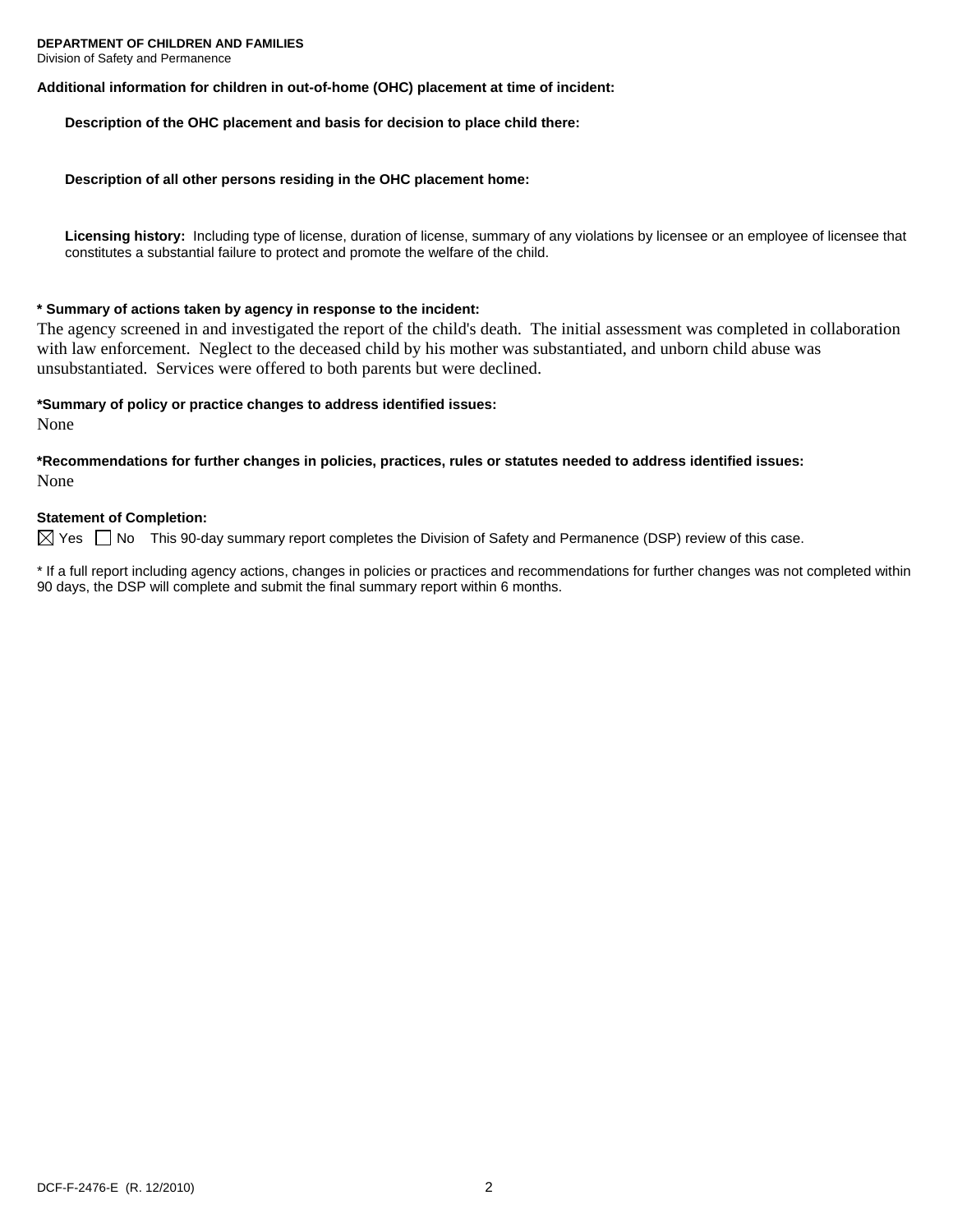**DEPARTMENT OF CHILDREN AND FAMILIES**
Division of Safety and Permanence

**Additional information for children in out-of-home (OHC) placement at time of incident:**

**Description of the OHC placement and basis for decision to place child there:**

**Description of all other persons residing in the OHC placement home:**

**Licensing history:** Including type of license, duration of license, summary of any violations by licensee or an employee of licensee that constitutes a substantial failure to protect and promote the welfare of the child.

**\* Summary of actions taken by agency in response to the incident:**

The agency screened in and investigated the report of the child's death. The initial assessment was completed in collaboration with law enforcement. Neglect to the deceased child by his mother was substantiated, and unborn child abuse was unsubstantiated. Services were offered to both parents but were declined.

**\*Summary of policy or practice changes to address identified issues:**

None

**\*Recommendations for further changes in policies, practices, rules or statutes needed to address identified issues:**

None

**Statement of Completion:**

☒ Yes ☐ No This 90-day summary report completes the Division of Safety and Permanence (DSP) review of this case.

\* If a full report including agency actions, changes in policies or practices and recommendations for further changes was not completed within 90 days, the DSP will complete and submit the final summary report within 6 months.

DCF-F-2476-E (R. 12/2010)